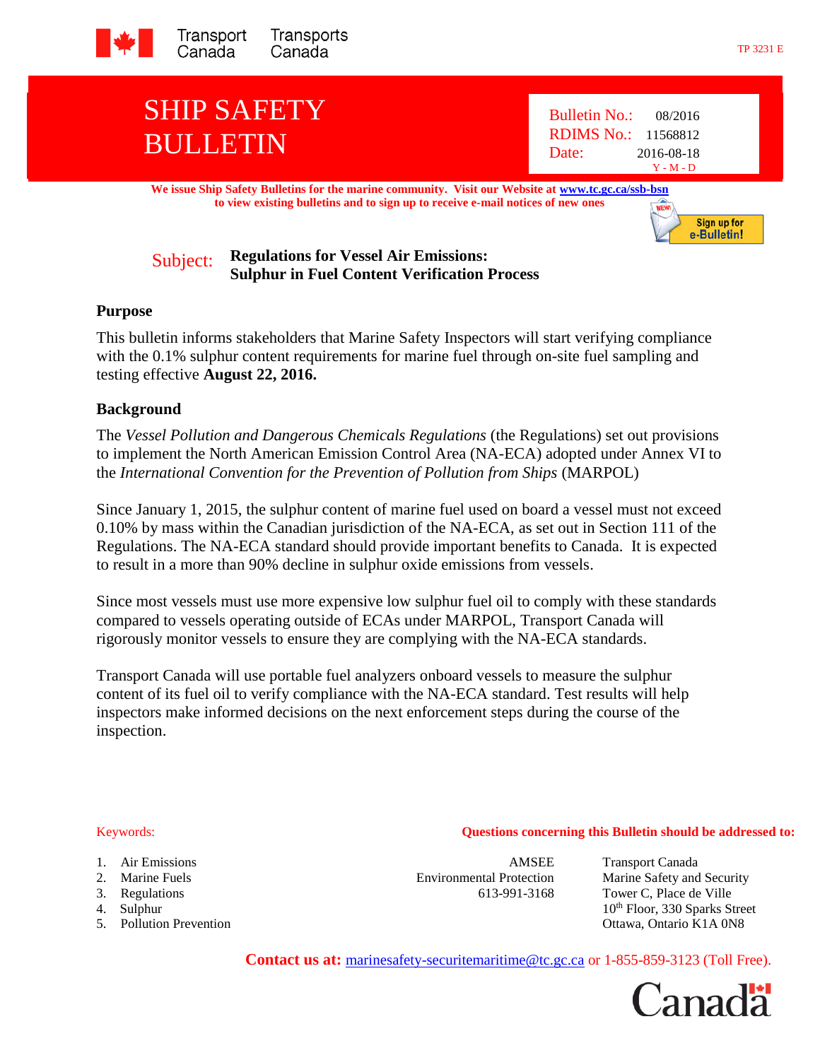Transport Canada / Transports Canada

TP 3231 E

# SHIP SAFETY BULLETIN

Bulletin No.: 08/2016
RDIMS No.: 11568812
Date: 2016-08-18
Y - M - D

**We issue Ship Safety Bulletins for the marine community. Visit our Website at [www.tc.gc.ca/ssb-bsn](www.tc.gc.ca/ssb-bsn) to view existing bulletins and to sign up to receive e-mail notices of new ones**

Sign up for e-Bulletin!

Subject: **Regulations for Vessel Air Emissions: Sulphur in Fuel Content Verification Process**

## Purpose

This bulletin informs stakeholders that Marine Safety Inspectors will start verifying compliance with the 0.1% sulphur content requirements for marine fuel through on-site fuel sampling and testing effective **August 22, 2016.**

## Background

The *Vessel Pollution and Dangerous Chemicals Regulations* (the Regulations) set out provisions to implement the North American Emission Control Area (NA-ECA) adopted under Annex VI to the *International Convention for the Prevention of Pollution from Ships* (MARPOL)

Since January 1, 2015, the sulphur content of marine fuel used on board a vessel must not exceed 0.10% by mass within the Canadian jurisdiction of the NA-ECA, as set out in Section 111 of the Regulations. The NA-ECA standard should provide important benefits to Canada. It is expected to result in a more than 90% decline in sulphur oxide emissions from vessels.

Since most vessels must use more expensive low sulphur fuel oil to comply with these standards compared to vessels operating outside of ECAs under MARPOL, Transport Canada will rigorously monitor vessels to ensure they are complying with the NA-ECA standards.

Transport Canada will use portable fuel analyzers onboard vessels to measure the sulphur content of its fuel oil to verify compliance with the NA-ECA standard. Test results will help inspectors make informed decisions on the next enforcement steps during the course of the inspection.

Keywords:

1. Air Emissions
2. Marine Fuels
3. Regulations
4. Sulphur
5. Pollution Prevention

**Questions concerning this Bulletin should be addressed to:**

AMSEE
Environmental Protection
613-991-3168

Transport Canada
Marine Safety and Security
Tower C, Place de Ville
10th Floor, 330 Sparks Street
Ottawa, Ontario K1A 0N8

**Contact us at:** marinesafety-securitemaritime@tc.gc.ca or 1-855-859-3123 (Toll Free).

Canada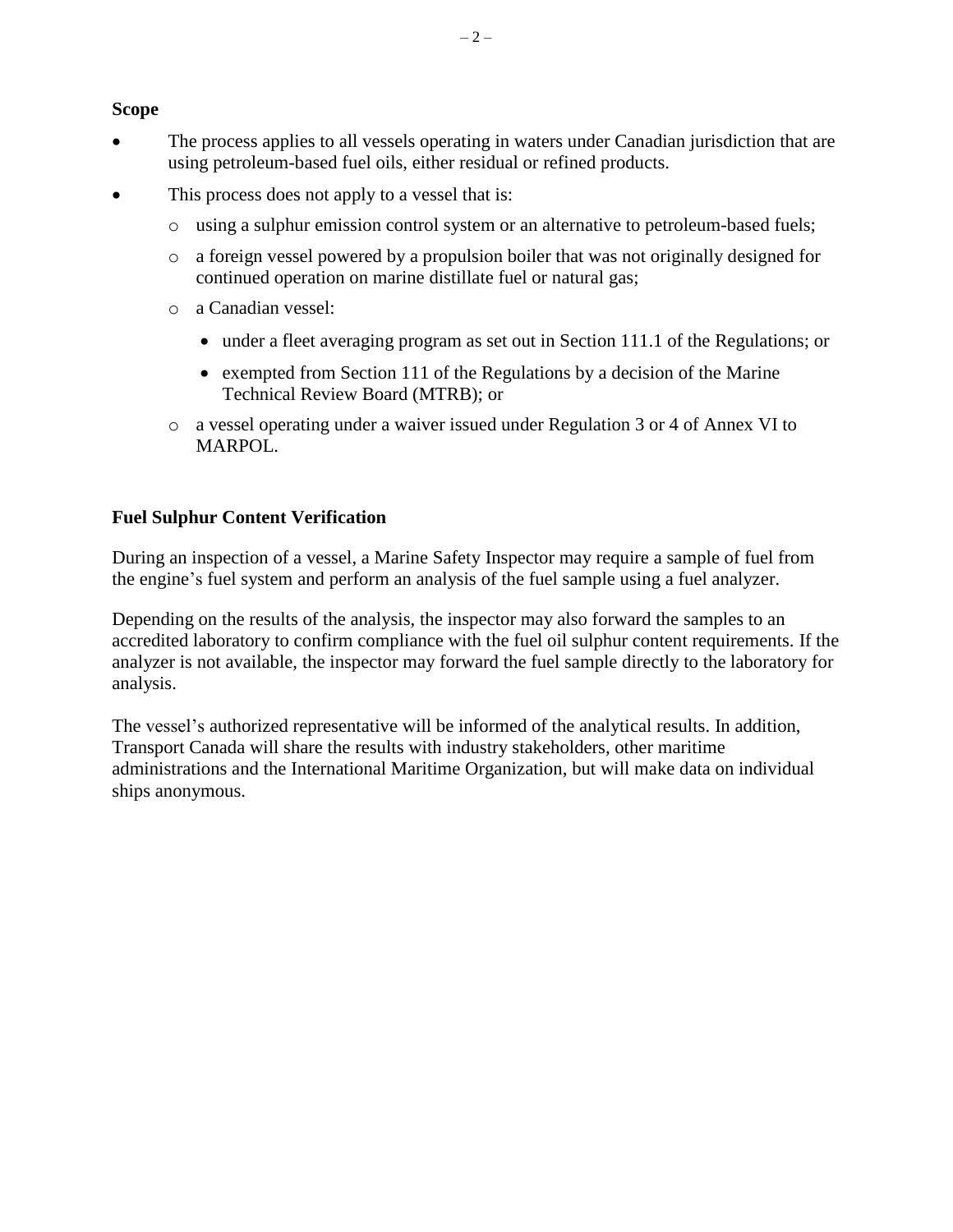## Scope

- The process applies to all vessels operating in waters under Canadian jurisdiction that are using petroleum-based fuel oils, either residual or refined products.
- This process does not apply to a vessel that is:
  - using a sulphur emission control system or an alternative to petroleum-based fuels;
  - a foreign vessel powered by a propulsion boiler that was not originally designed for continued operation on marine distillate fuel or natural gas;
  - a Canadian vessel:
    - under a fleet averaging program as set out in Section 111.1 of the Regulations; or
    - exempted from Section 111 of the Regulations by a decision of the Marine Technical Review Board (MTRB); or
  - a vessel operating under a waiver issued under Regulation 3 or 4 of Annex VI to MARPOL.

## Fuel Sulphur Content Verification

During an inspection of a vessel, a Marine Safety Inspector may require a sample of fuel from the engine's fuel system and perform an analysis of the fuel sample using a fuel analyzer.

Depending on the results of the analysis, the inspector may also forward the samples to an accredited laboratory to confirm compliance with the fuel oil sulphur content requirements. If the analyzer is not available, the inspector may forward the fuel sample directly to the laboratory for analysis.

The vessel's authorized representative will be informed of the analytical results. In addition, Transport Canada will share the results with industry stakeholders, other maritime administrations and the International Maritime Organization, but will make data on individual ships anonymous.